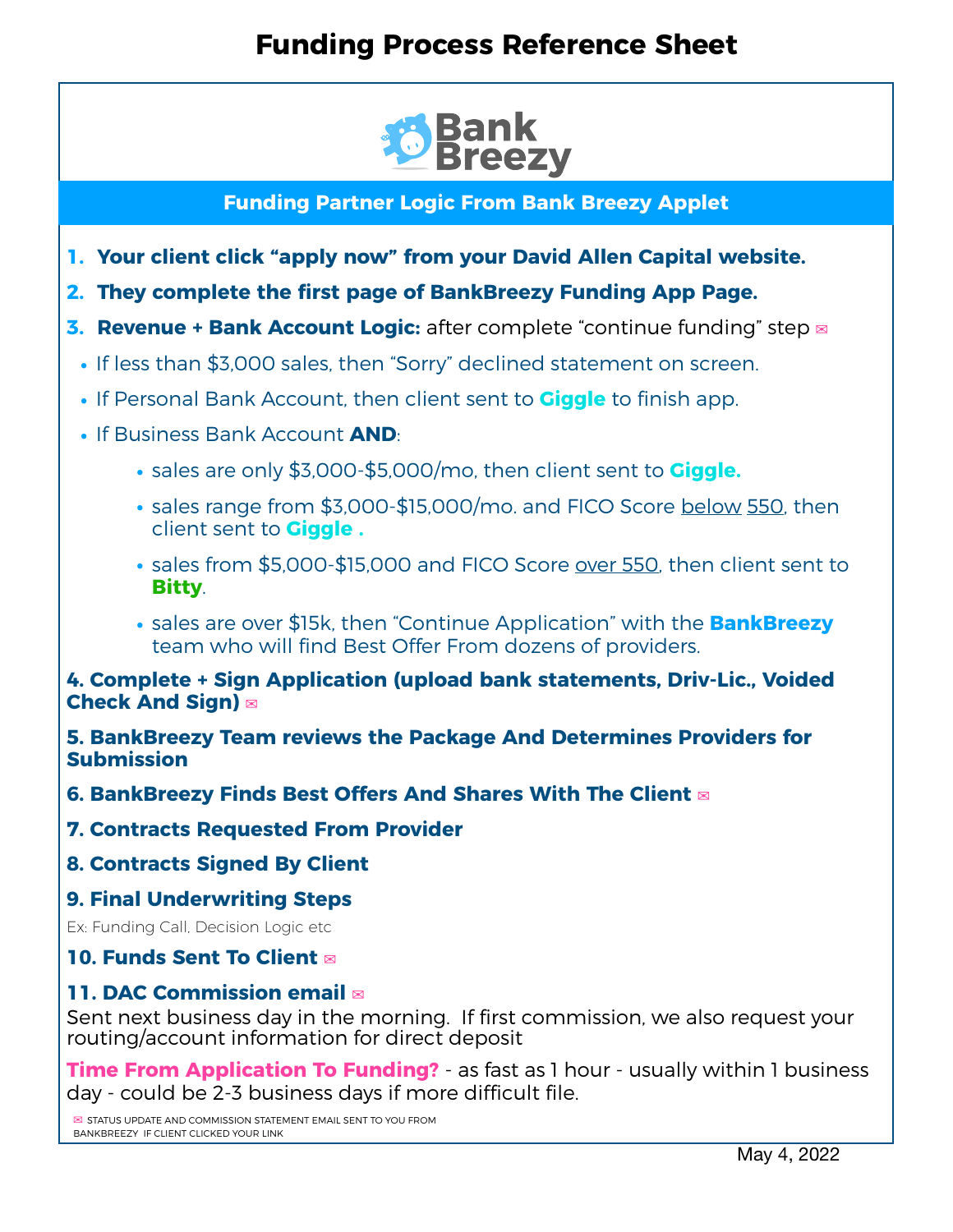# Funding Process Reference Sheet

BankBreezy

## Funding Partner Logic From Bank Breezy Applet

1. **Your client click "apply now" from your David Allen Capital website.**
2. **They complete the first page of BankBreezy Funding App Page.**
3. **Revenue + Bank Account Logic:** after complete "continue funding" step ✉
   - If less than $3,000 sales, then "Sorry" declined statement on screen.
   - If Personal Bank Account, then client sent to **Giggle** to finish app.
   - If Business Bank Account **AND**:
     - sales are only $3,000-$5,000/mo, then client sent to **Giggle.**
     - sales range from $3,000-$15,000/mo. and FICO Score below 550, then client sent to **Giggle .**
     - sales from $5,000-$15,000 and FICO Score over 550, then client sent to **Bitty**.
     - sales are over $15k, then "Continue Application" with the **BankBreezy** team who will find Best Offer From dozens of providers.

**4. Complete + Sign Application (upload bank statements, Driv-Lic., Voided Check And Sign)** ✉

**5. BankBreezy Team reviews the Package And Determines Providers for Submission**

**6. BankBreezy Finds Best Offers And Shares With The Client** ✉

**7. Contracts Requested From Provider**

**8. Contracts Signed By Client**

**9. Final Underwriting Steps**

Ex: Funding Call, Decision Logic etc

**10. Funds Sent To Client** ✉

**11. DAC Commission email** ✉

Sent next business day in the morning. If first commission, we also request your routing/account information for direct deposit

**Time From Application To Funding?** - as fast as 1 hour - usually within 1 business day - could be 2-3 business days if more difficult file.

✉ STATUS UPDATE AND COMMISSION STATEMENT EMAIL SENT TO YOU FROM BANKBREEZY IF CLIENT CLICKED YOUR LINK

May 4, 2022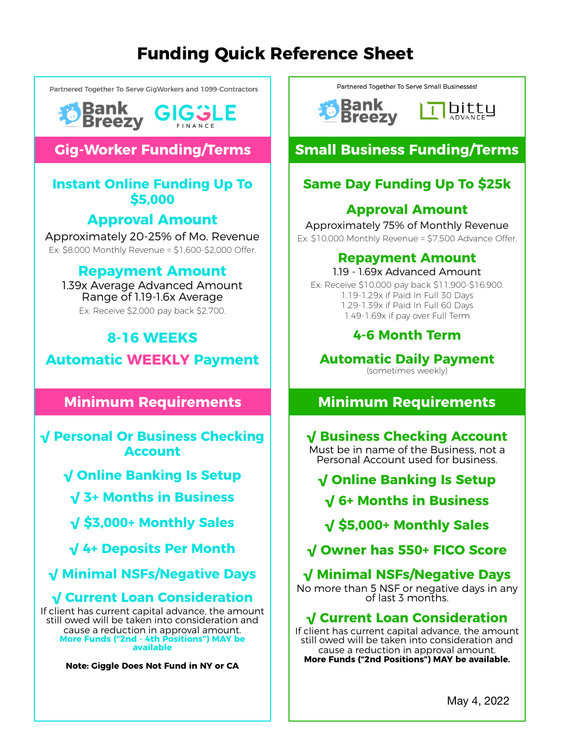# Funding Quick Reference Sheet

Partnered Together To Serve GigWorkers and 1099-Contractors

Bank Breezy GIGGLE FINANCE

## Gig-Worker Funding/Terms

### Instant Online Funding Up To $5,000

### Approval Amount

Approximately 20-25% of Mo. Revenue

Ex: $8,000 Monthly Revenue = $1,600-$2,000 Offer.

### Repayment Amount

1.39x Average Advanced Amount
Range of 1.19-1.6x Average

Ex: Receive $2,000 pay back $2,700.

### 8-16 WEEKS

### Automatic WEEKLY Payment

## Minimum Requirements

- √ **Personal Or Business Checking Account**
- √ **Online Banking Is Setup**
- √ **3+ Months in Business**
- √ **$3,000+ Monthly Sales**
- √ **4+ Deposits Per Month**
- √ **Minimal NSFs/Negative Days**
- √ **Current Loan Consideration**

If client has current capital advance, the amount still owed will be taken into consideration and cause a reduction in approval amount.
**More Funds ("2nd - 4th Positions") MAY be available**

**Note: Giggle Does Not Fund in NY or CA**

Partnered Together To Serve Small Businesses!

Bank Breezy bitty ADVANCE

## Small Business Funding/Terms

### Same Day Funding Up To $25k

### Approval Amount

Approximately 75% of Monthly Revenue

Ex: $10,000 Monthly Revenue = $7,500 Advance Offer.

### Repayment Amount

1.19 - 1.69x Advanced Amount

Ex: Receive $10,000 pay back $11,900-$16,900.
1.19-1.29x if Paid In Full 30 Days
1.29-1.39x if Paid In Full 60 Days
1.49-1.69x if pay over Full Term

### 4-6 Month Term

### Automatic Daily Payment

(sometimes weekly)

## Minimum Requirements

- √ **Business Checking Account**
  Must be in name of the Business, not a Personal Account used for business.
- √ **Online Banking Is Setup**
- √ **6+ Months in Business**
- √ **$5,000+ Monthly Sales**
- √ **Owner has 550+ FICO Score**
- √ **Minimal NSFs/Negative Days**
  No more than 5 NSF or negative days in any of last 3 months.
- √ **Current Loan Consideration**
  If client has current capital advance, the amount still owed will be taken into consideration and cause a reduction in approval amount.
  **More Funds ("2nd Positions") MAY be available.**

May 4, 2022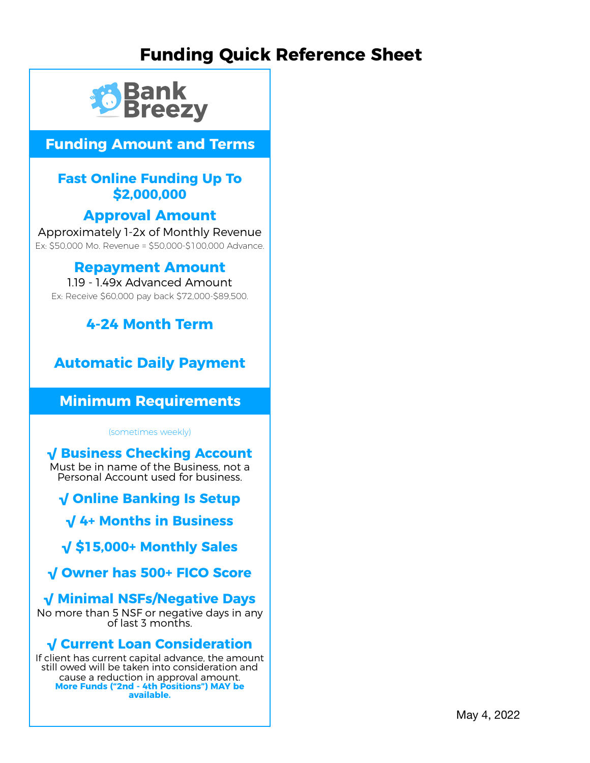# Funding Quick Reference Sheet

Bank Breezy

## Funding Amount and Terms

### Fast Online Funding Up To $2,000,000

### Approval Amount

Approximately 1-2x of Monthly Revenue

Ex: $50,000 Mo. Revenue = $50,000-$100,000 Advance.

### Repayment Amount

1.19 - 1.49x Advanced Amount

Ex: Receive $60,000 pay back $72,000-$89,500.

### 4-24 Month Term

### Automatic Daily Payment

## Minimum Requirements

(sometimes weekly)

### √ Business Checking Account

Must be in name of the Business, not a Personal Account used for business.

### √ Online Banking Is Setup

### √ 4+ Months in Business

### √ $15,000+ Monthly Sales

### √ Owner has 500+ FICO Score

### √ Minimal NSFs/Negative Days

No more than 5 NSF or negative days in any of last 3 months.

### √ Current Loan Consideration

If client has current capital advance, the amount still owed will be taken into consideration and cause a reduction in approval amount.

**More Funds ("2nd - 4th Positions") MAY be available.**

May 4, 2022